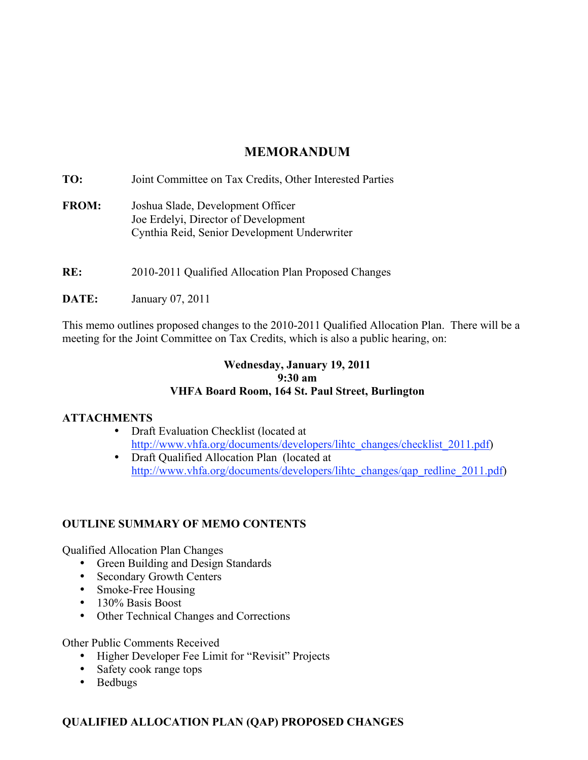# MEMORANDUM

**TO:** Joint Committee on Tax Credits, Other Interested Parties

**FROM:** Joshua Slade, Development Officer
Joe Erdelyi, Director of Development
Cynthia Reid, Senior Development Underwriter

**RE:** 2010-2011 Qualified Allocation Plan Proposed Changes

**DATE:** January 07, 2011

This memo outlines proposed changes to the 2010-2011 Qualified Allocation Plan. There will be a meeting for the Joint Committee on Tax Credits, which is also a public hearing, on:

**Wednesday, January 19, 2011**
**9:30 am**
**VHFA Board Room, 164 St. Paul Street, Burlington**

**ATTACHMENTS**

- Draft Evaluation Checklist (located at http://www.vhfa.org/documents/developers/lihtc_changes/checklist_2011.pdf)
- Draft Qualified Allocation Plan (located at http://www.vhfa.org/documents/developers/lihtc_changes/qap_redline_2011.pdf)

**OUTLINE SUMMARY OF MEMO CONTENTS**

Qualified Allocation Plan Changes

- Green Building and Design Standards
- Secondary Growth Centers
- Smoke-Free Housing
- 130% Basis Boost
- Other Technical Changes and Corrections

Other Public Comments Received

- Higher Developer Fee Limit for "Revisit" Projects
- Safety cook range tops
- Bedbugs

**QUALIFIED ALLOCATION PLAN (QAP) PROPOSED CHANGES**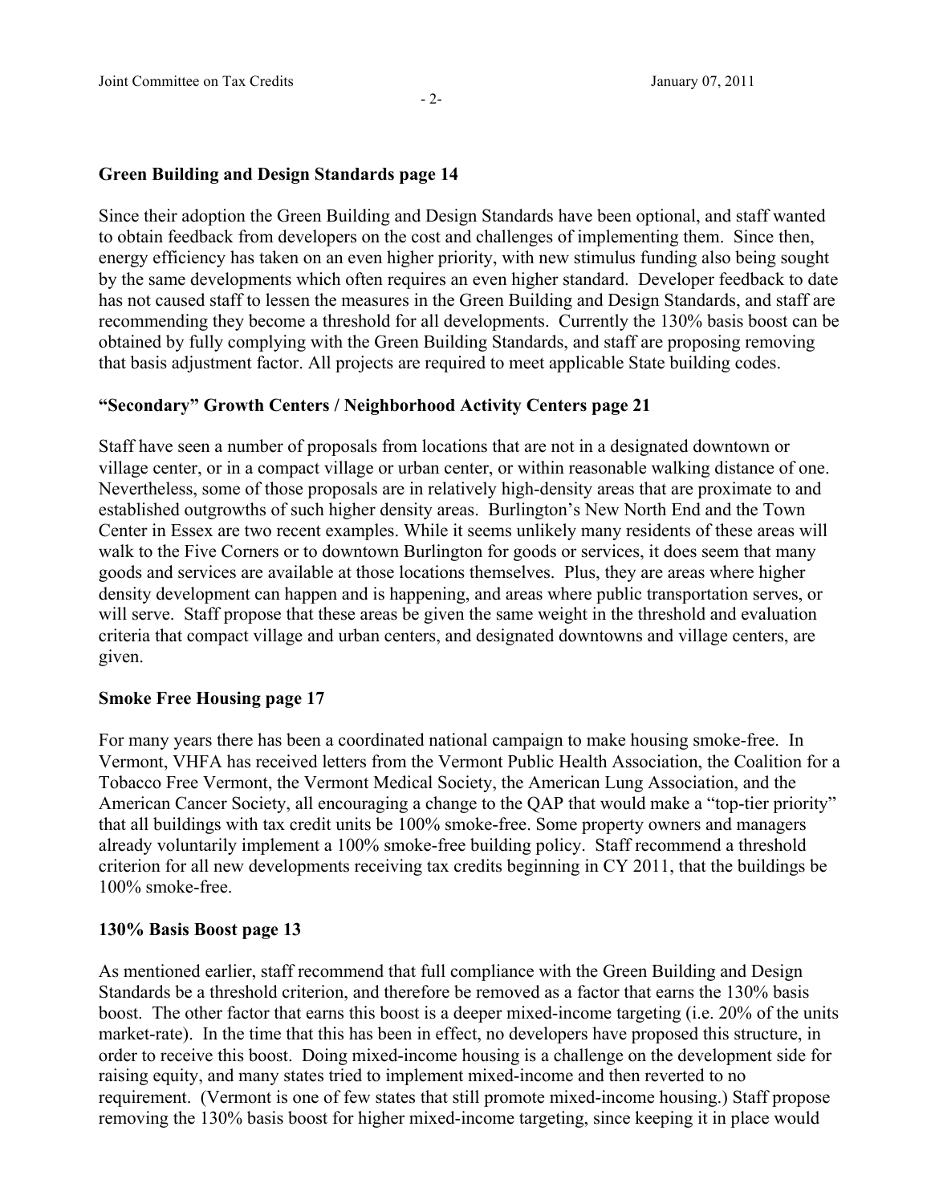### Green Building and Design Standards page 14

Since their adoption the Green Building and Design Standards have been optional, and staff wanted to obtain feedback from developers on the cost and challenges of implementing them. Since then, energy efficiency has taken on an even higher priority, with new stimulus funding also being sought by the same developments which often requires an even higher standard. Developer feedback to date has not caused staff to lessen the measures in the Green Building and Design Standards, and staff are recommending they become a threshold for all developments. Currently the 130% basis boost can be obtained by fully complying with the Green Building Standards, and staff are proposing removing that basis adjustment factor. All projects are required to meet applicable State building codes.

### "Secondary" Growth Centers / Neighborhood Activity Centers page 21

Staff have seen a number of proposals from locations that are not in a designated downtown or village center, or in a compact village or urban center, or within reasonable walking distance of one. Nevertheless, some of those proposals are in relatively high-density areas that are proximate to and established outgrowths of such higher density areas. Burlington's New North End and the Town Center in Essex are two recent examples. While it seems unlikely many residents of these areas will walk to the Five Corners or to downtown Burlington for goods or services, it does seem that many goods and services are available at those locations themselves. Plus, they are areas where higher density development can happen and is happening, and areas where public transportation serves, or will serve. Staff propose that these areas be given the same weight in the threshold and evaluation criteria that compact village and urban centers, and designated downtowns and village centers, are given.

### Smoke Free Housing page 17

For many years there has been a coordinated national campaign to make housing smoke-free. In Vermont, VHFA has received letters from the Vermont Public Health Association, the Coalition for a Tobacco Free Vermont, the Vermont Medical Society, the American Lung Association, and the American Cancer Society, all encouraging a change to the QAP that would make a "top-tier priority" that all buildings with tax credit units be 100% smoke-free. Some property owners and managers already voluntarily implement a 100% smoke-free building policy. Staff recommend a threshold criterion for all new developments receiving tax credits beginning in CY 2011, that the buildings be 100% smoke-free.

### 130% Basis Boost page 13

As mentioned earlier, staff recommend that full compliance with the Green Building and Design Standards be a threshold criterion, and therefore be removed as a factor that earns the 130% basis boost. The other factor that earns this boost is a deeper mixed-income targeting (i.e. 20% of the units market-rate). In the time that this has been in effect, no developers have proposed this structure, in order to receive this boost. Doing mixed-income housing is a challenge on the development side for raising equity, and many states tried to implement mixed-income and then reverted to no requirement. (Vermont is one of few states that still promote mixed-income housing.) Staff propose removing the 130% basis boost for higher mixed-income targeting, since keeping it in place would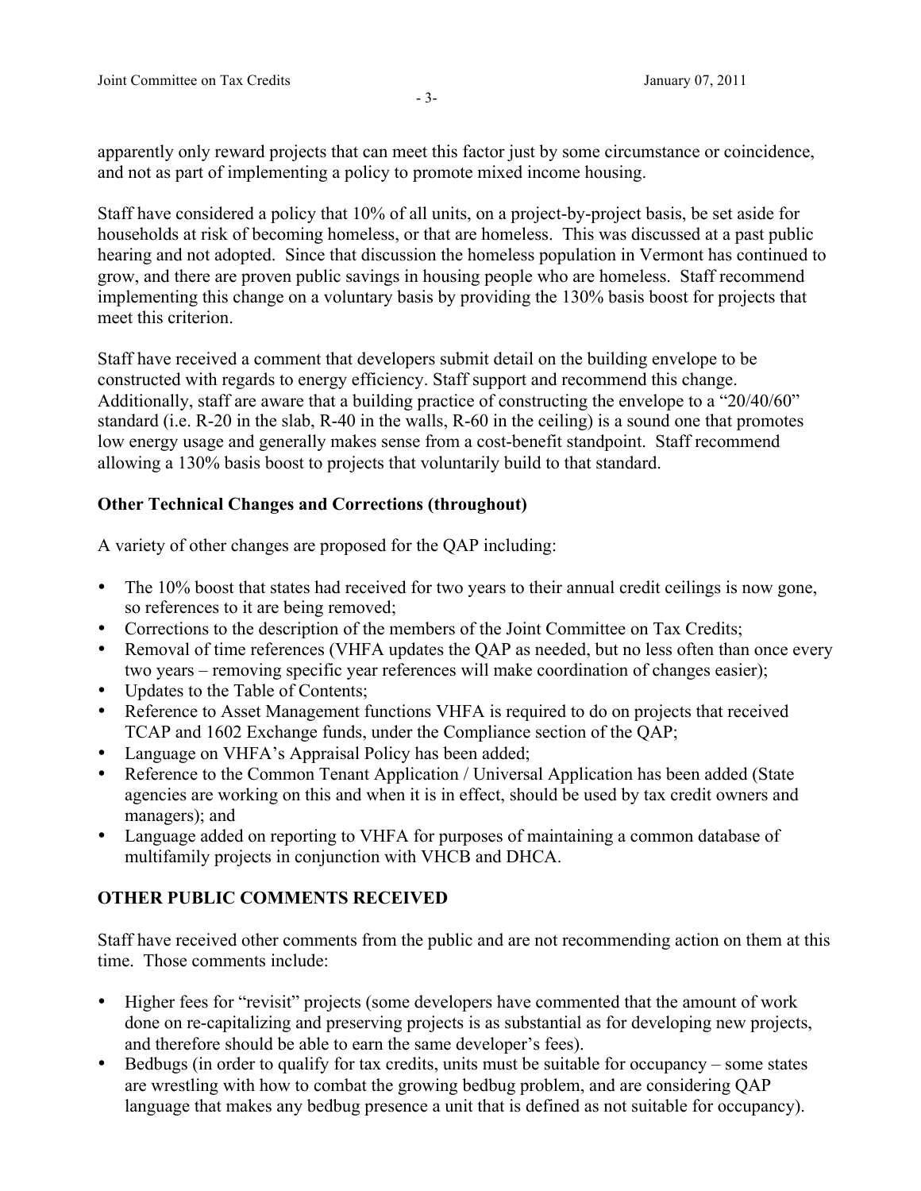apparently only reward projects that can meet this factor just by some circumstance or coincidence, and not as part of implementing a policy to promote mixed income housing.

Staff have considered a policy that 10% of all units, on a project-by-project basis, be set aside for households at risk of becoming homeless, or that are homeless. This was discussed at a past public hearing and not adopted. Since that discussion the homeless population in Vermont has continued to grow, and there are proven public savings in housing people who are homeless. Staff recommend implementing this change on a voluntary basis by providing the 130% basis boost for projects that meet this criterion.

Staff have received a comment that developers submit detail on the building envelope to be constructed with regards to energy efficiency. Staff support and recommend this change. Additionally, staff are aware that a building practice of constructing the envelope to a "20/40/60" standard (i.e. R-20 in the slab, R-40 in the walls, R-60 in the ceiling) is a sound one that promotes low energy usage and generally makes sense from a cost-benefit standpoint. Staff recommend allowing a 130% basis boost to projects that voluntarily build to that standard.

**Other Technical Changes and Corrections (throughout)**

A variety of other changes are proposed for the QAP including:

- The 10% boost that states had received for two years to their annual credit ceilings is now gone, so references to it are being removed;
- Corrections to the description of the members of the Joint Committee on Tax Credits;
- Removal of time references (VHFA updates the QAP as needed, but no less often than once every two years – removing specific year references will make coordination of changes easier);
- Updates to the Table of Contents;
- Reference to Asset Management functions VHFA is required to do on projects that received TCAP and 1602 Exchange funds, under the Compliance section of the QAP;
- Language on VHFA's Appraisal Policy has been added;
- Reference to the Common Tenant Application / Universal Application has been added (State agencies are working on this and when it is in effect, should be used by tax credit owners and managers); and
- Language added on reporting to VHFA for purposes of maintaining a common database of multifamily projects in conjunction with VHCB and DHCA.

## OTHER PUBLIC COMMENTS RECEIVED

Staff have received other comments from the public and are not recommending action on them at this time. Those comments include:

- Higher fees for "revisit" projects (some developers have commented that the amount of work done on re-capitalizing and preserving projects is as substantial as for developing new projects, and therefore should be able to earn the same developer's fees).
- Bedbugs (in order to qualify for tax credits, units must be suitable for occupancy – some states are wrestling with how to combat the growing bedbug problem, and are considering QAP language that makes any bedbug presence a unit that is defined as not suitable for occupancy).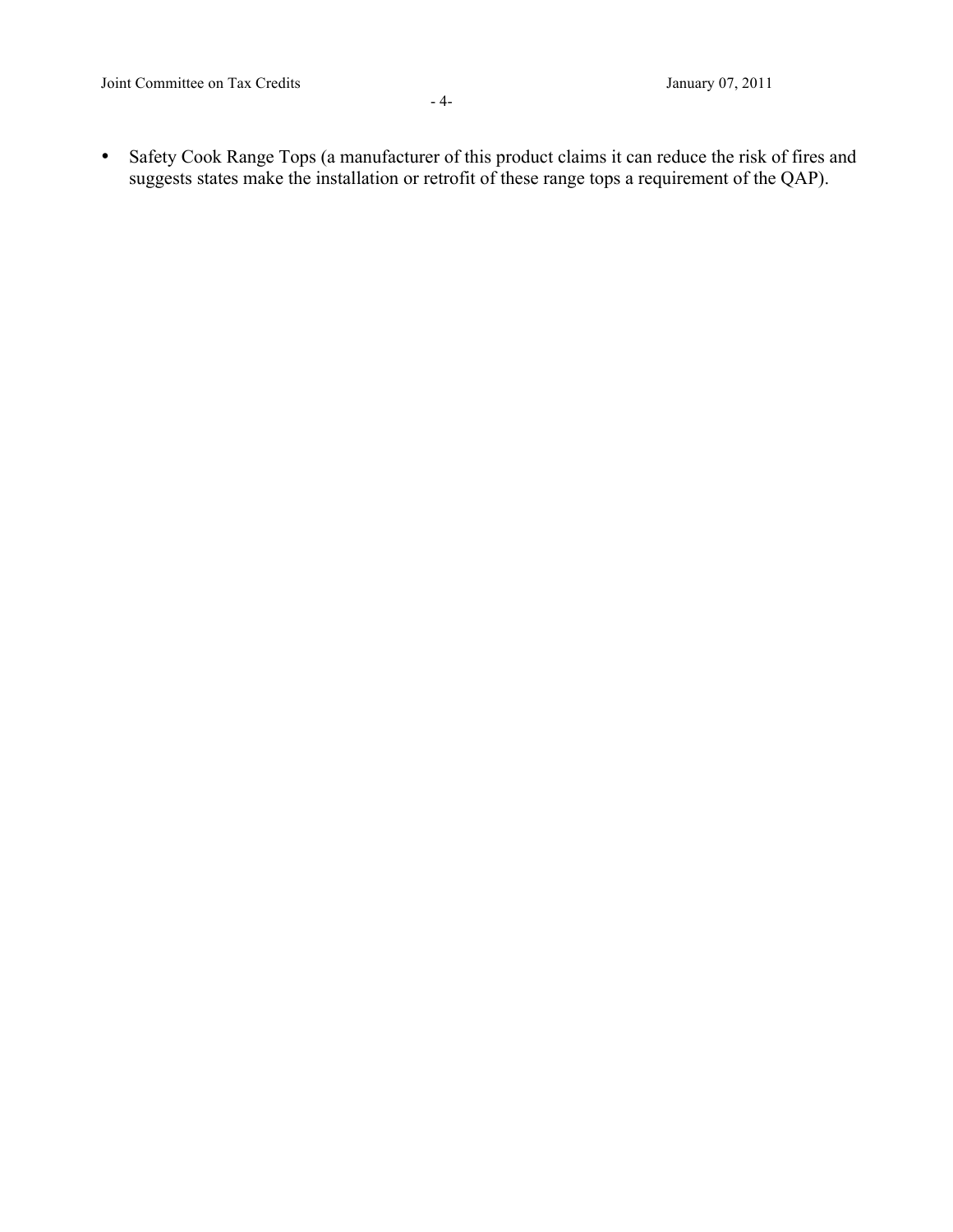- Safety Cook Range Tops (a manufacturer of this product claims it can reduce the risk of fires and suggests states make the installation or retrofit of these range tops a requirement of the QAP).